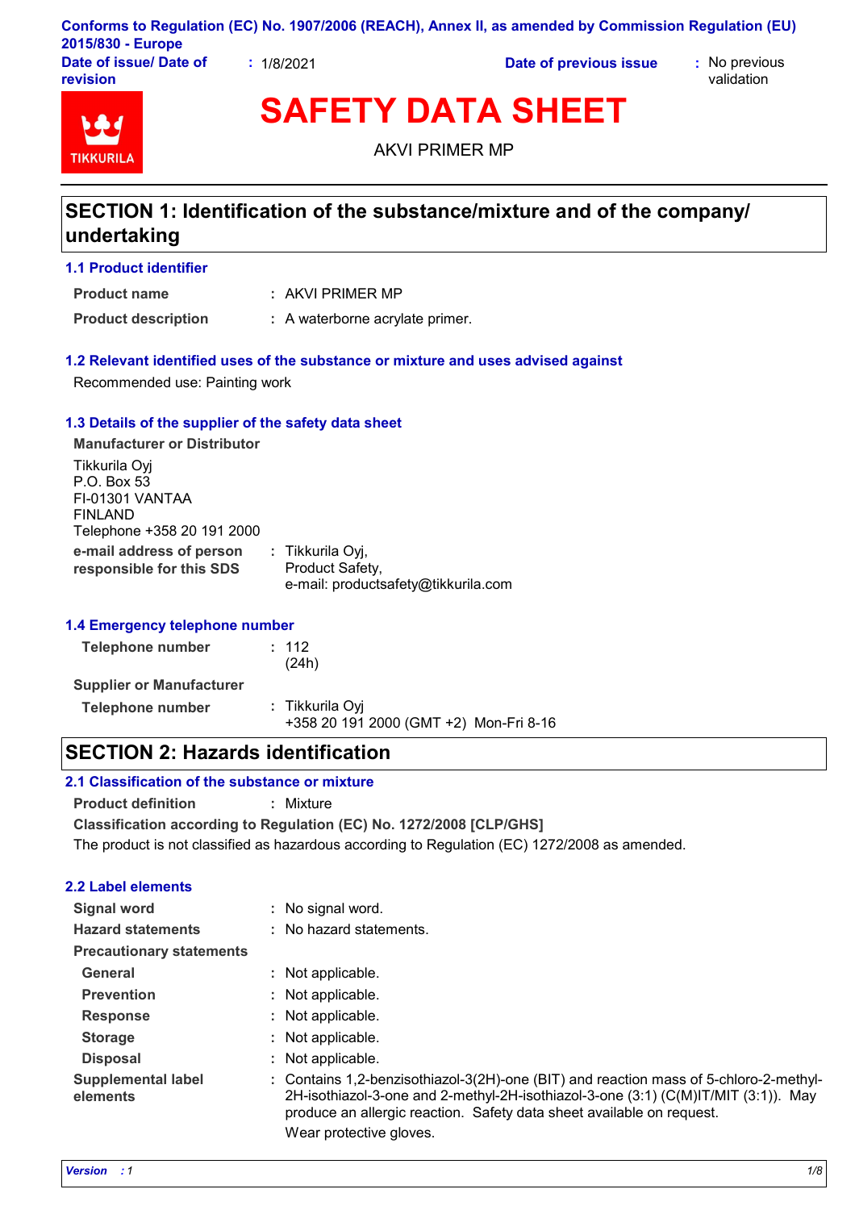Conforms to Regulation (EC) No. 1907/2006 (REACH), Annex II, as amended by Commission Regulation (EU) 2015/830 - Europe

**Date of issue/ Date of revision** : 1/8/2021 **Date of previous issue** : No previous validation

# SAFETY DATA SHEET

AKVI PRIMER MP

## SECTION 1: Identification of the substance/mixture and of the company/ undertaking

### 1.1 Product identifier

**Product name** : AKVI PRIMER MP

**Product description** : A waterborne acrylate primer.

### 1.2 Relevant identified uses of the substance or mixture and uses advised against

Recommended use: Painting work

### 1.3 Details of the supplier of the safety data sheet

**Manufacturer or Distributor**

Tikkurila Oyj
P.O. Box 53
FI-01301 VANTAA
FINLAND
Telephone +358 20 191 2000

**e-mail address of person responsible for this SDS** : Tikkurila Oyj,
Product Safety,
e-mail: productsafety@tikkurila.com

### 1.4 Emergency telephone number

**Telephone number** : 112
(24h)

**Supplier or Manufacturer**

**Telephone number** : Tikkurila Oyj
+358 20 191 2000 (GMT +2) Mon-Fri 8-16

## SECTION 2: Hazards identification

### 2.1 Classification of the substance or mixture

**Product definition** : Mixture

**Classification according to Regulation (EC) No. 1272/2008 [CLP/GHS]**

The product is not classified as hazardous according to Regulation (EC) 1272/2008 as amended.

### 2.2 Label elements

**Signal word** : No signal word.

**Hazard statements** : No hazard statements.

**Precautionary statements**

**General** : Not applicable.

**Prevention** : Not applicable.

**Response** : Not applicable.

**Storage** : Not applicable.

**Disposal** : Not applicable.

**Supplemental label elements** : Contains 1,2-benzisothiazol-3(2H)-one (BIT) and reaction mass of 5-chloro-2-methyl-2H-isothiazol-3-one and 2-methyl-2H-isothiazol-3-one (3:1) (C(M)IT/MIT (3:1)). May produce an allergic reaction. Safety data sheet available on request.
Wear protective gloves.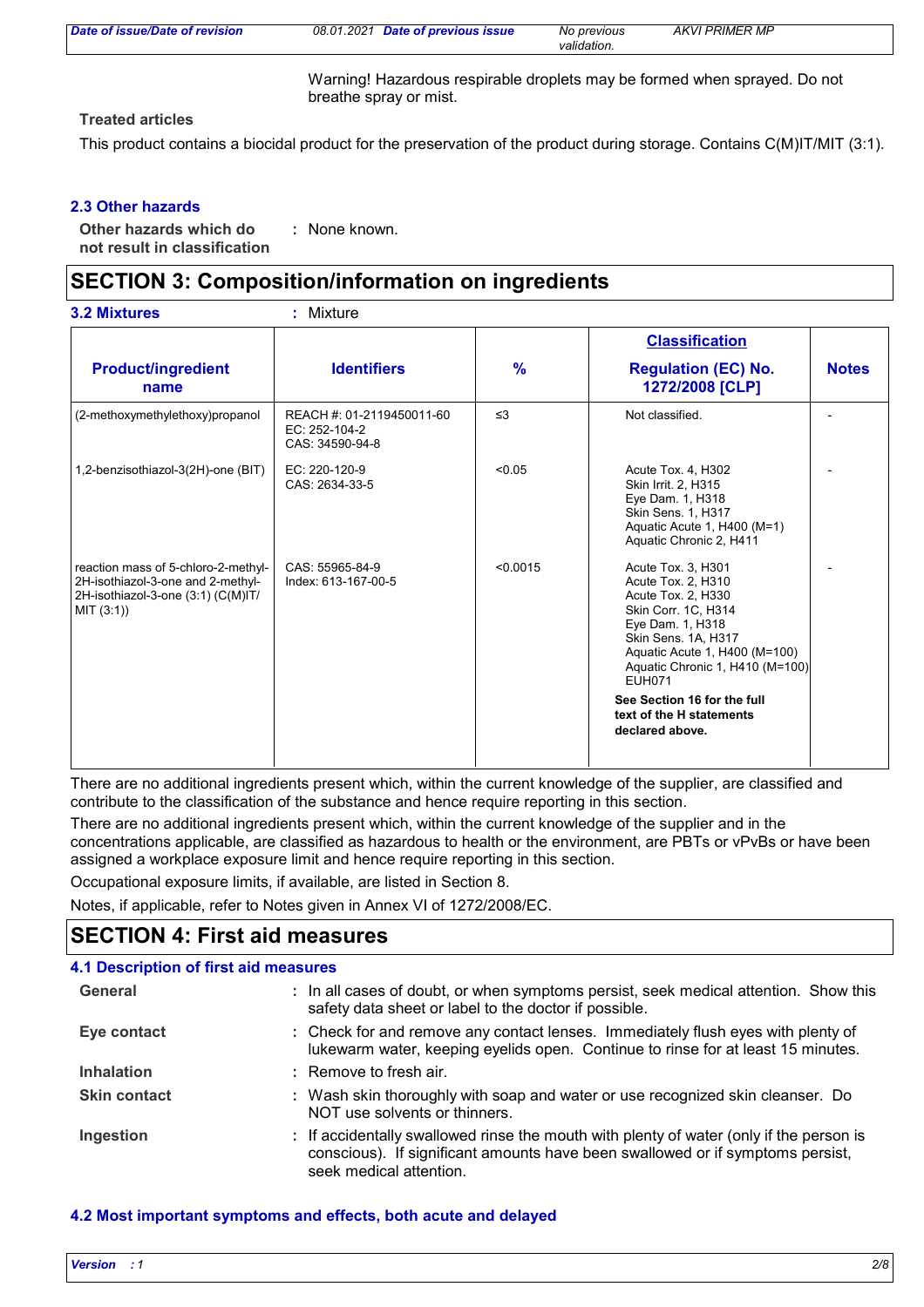Warning! Hazardous respirable droplets may be formed when sprayed. Do not breathe spray or mist.

**Treated articles**

This product contains a biocidal product for the preservation of the product during storage. Contains C(M)IT/MIT (3:1).

### 2.3 Other hazards

**Other hazards which do not result in classification** : None known.

## SECTION 3: Composition/information on ingredients

**3.2 Mixtures** : Mixture

| Product/ingredient name | Identifiers | % | Classification Regulation (EC) No. 1272/2008 [CLP] | Notes |
|---|---|---|---|---|
| (2-methoxymethylethoxy)propanol | REACH #: 01-2119450011-60<br>EC: 252-104-2<br>CAS: 34590-94-8 | ≤3 | Not classified. | - |
| 1,2-benzisothiazol-3(2H)-one (BIT) | EC: 220-120-9<br>CAS: 2634-33-5 | <0.05 | Acute Tox. 4, H302<br>Skin Irrit. 2, H315<br>Eye Dam. 1, H318<br>Skin Sens. 1, H317<br>Aquatic Acute 1, H400 (M=1)<br>Aquatic Chronic 2, H411 | - |
| reaction mass of 5-chloro-2-methyl-2H-isothiazol-3-one and 2-methyl-2H-isothiazol-3-one (3:1) (C(M)IT/MIT (3:1)) | CAS: 55965-84-9<br>Index: 613-167-00-5 | <0.0015 | Acute Tox. 3, H301<br>Acute Tox. 2, H310<br>Acute Tox. 2, H330<br>Skin Corr. 1C, H314<br>Eye Dam. 1, H318<br>Skin Sens. 1A, H317<br>Aquatic Acute 1, H400 (M=100)<br>Aquatic Chronic 1, H410 (M=100)<br>EUH071 | - |
| | | | **See Section 16 for the full text of the H statements declared above.** | |

There are no additional ingredients present which, within the current knowledge of the supplier, are classified and contribute to the classification of the substance and hence require reporting in this section.

There are no additional ingredients present which, within the current knowledge of the supplier and in the concentrations applicable, are classified as hazardous to health or the environment, are PBTs or vPvBs or have been assigned a workplace exposure limit and hence require reporting in this section.

Occupational exposure limits, if available, are listed in Section 8.

Notes, if applicable, refer to Notes given in Annex VI of 1272/2008/EC.

## SECTION 4: First aid measures

### 4.1 Description of first aid measures

**General** : In all cases of doubt, or when symptoms persist, seek medical attention. Show this safety data sheet or label to the doctor if possible.

**Eye contact** : Check for and remove any contact lenses. Immediately flush eyes with plenty of lukewarm water, keeping eyelids open. Continue to rinse for at least 15 minutes.

**Inhalation** : Remove to fresh air.

**Skin contact** : Wash skin thoroughly with soap and water or use recognized skin cleanser. Do NOT use solvents or thinners.

**Ingestion** : If accidentally swallowed rinse the mouth with plenty of water (only if the person is conscious). If significant amounts have been swallowed or if symptoms persist, seek medical attention.

### 4.2 Most important symptoms and effects, both acute and delayed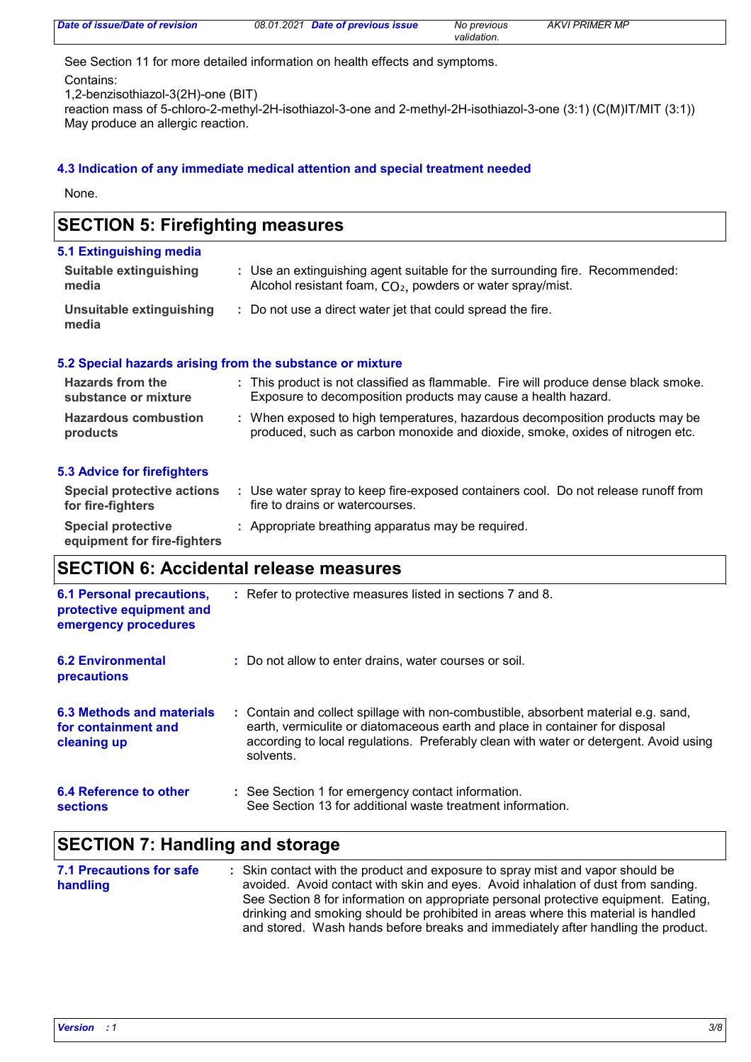See Section 11 for more detailed information on health effects and symptoms.

Contains:
1,2-benzisothiazol-3(2H)-one (BIT)
reaction mass of 5-chloro-2-methyl-2H-isothiazol-3-one and 2-methyl-2H-isothiazol-3-one (3:1) (C(M)IT/MIT (3:1))
May produce an allergic reaction.

### 4.3 Indication of any immediate medical attention and special treatment needed

None.

## SECTION 5: Firefighting measures

### 5.1 Extinguishing media

**Suitable extinguishing media** : Use an extinguishing agent suitable for the surrounding fire. Recommended: Alcohol resistant foam, $CO_2$, powders or water spray/mist.

**Unsuitable extinguishing media** : Do not use a direct water jet that could spread the fire.

### 5.2 Special hazards arising from the substance or mixture

**Hazards from the substance or mixture** : This product is not classified as flammable. Fire will produce dense black smoke. Exposure to decomposition products may cause a health hazard.

**Hazardous combustion products** : When exposed to high temperatures, hazardous decomposition products may be produced, such as carbon monoxide and dioxide, smoke, oxides of nitrogen etc.

### 5.3 Advice for firefighters

**Special protective actions for fire-fighters** : Use water spray to keep fire-exposed containers cool. Do not release runoff from fire to drains or watercourses.

**Special protective equipment for fire-fighters** : Appropriate breathing apparatus may be required.

## SECTION 6: Accidental release measures

**6.1 Personal precautions, protective equipment and emergency procedures** : Refer to protective measures listed in sections 7 and 8.

**6.2 Environmental precautions** : Do not allow to enter drains, water courses or soil.

**6.3 Methods and materials for containment and cleaning up** : Contain and collect spillage with non-combustible, absorbent material e.g. sand, earth, vermiculite or diatomaceous earth and place in container for disposal according to local regulations. Preferably clean with water or detergent. Avoid using solvents.

**6.4 Reference to other sections** : See Section 1 for emergency contact information.
See Section 13 for additional waste treatment information.

## SECTION 7: Handling and storage

**7.1 Precautions for safe handling** : Skin contact with the product and exposure to spray mist and vapor should be avoided. Avoid contact with skin and eyes. Avoid inhalation of dust from sanding. See Section 8 for information on appropriate personal protective equipment. Eating, drinking and smoking should be prohibited in areas where this material is handled and stored. Wash hands before breaks and immediately after handling the product.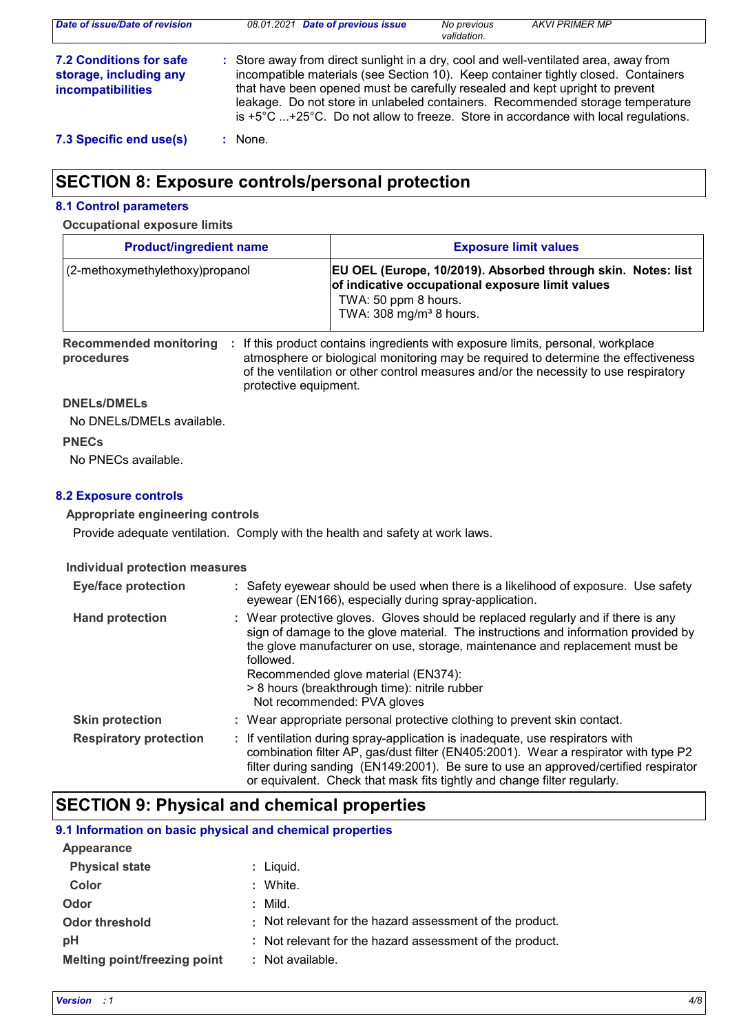**7.2 Conditions for safe storage, including any incompatibilities** : Store away from direct sunlight in a dry, cool and well-ventilated area, away from incompatible materials (see Section 10). Keep container tightly closed. Containers that have been opened must be carefully resealed and kept upright to prevent leakage. Do not store in unlabeled containers. Recommended storage temperature is +5°C ...+25°C. Do not allow to freeze. Store in accordance with local regulations.

**7.3 Specific end use(s)** : None.

## SECTION 8: Exposure controls/personal protection

### 8.1 Control parameters

**Occupational exposure limits**

| Product/ingredient name | Exposure limit values |
|---|---|
| (2-methoxymethylethoxy)propanol | **EU OEL (Europe, 10/2019). Absorbed through skin. Notes: list of indicative occupational exposure limit values**<br>TWA: 50 ppm 8 hours.<br>TWA: 308 mg/m³ 8 hours. |

**Recommended monitoring procedures** : If this product contains ingredients with exposure limits, personal, workplace atmosphere or biological monitoring may be required to determine the effectiveness of the ventilation or other control measures and/or the necessity to use respiratory protective equipment.

**DNELs/DMELs**

No DNELs/DMELs available.

**PNECs**

No PNECs available.

### 8.2 Exposure controls

**Appropriate engineering controls**

Provide adequate ventilation. Comply with the health and safety at work laws.

**Individual protection measures**

**Eye/face protection** : Safety eyewear should be used when there is a likelihood of exposure. Use safety eyewear (EN166), especially during spray-application.

**Hand protection** : Wear protective gloves. Gloves should be replaced regularly and if there is any sign of damage to the glove material. The instructions and information provided by the glove manufacturer on use, storage, maintenance and replacement must be followed.
Recommended glove material (EN374):
> 8 hours (breakthrough time): nitrile rubber
Not recommended: PVA gloves

**Skin protection** : Wear appropriate personal protective clothing to prevent skin contact.

**Respiratory protection** : If ventilation during spray-application is inadequate, use respirators with combination filter AP, gas/dust filter (EN405:2001). Wear a respirator with type P2 filter during sanding (EN149:2001). Be sure to use an approved/certified respirator or equivalent. Check that mask fits tightly and change filter regularly.

## SECTION 9: Physical and chemical properties

### 9.1 Information on basic physical and chemical properties

**Appearance**

**Physical state** : Liquid.

**Color** : White.

**Odor** : Mild.

**Odor threshold** : Not relevant for the hazard assessment of the product.

**pH** : Not relevant for the hazard assessment of the product.

**Melting point/freezing point** : Not available.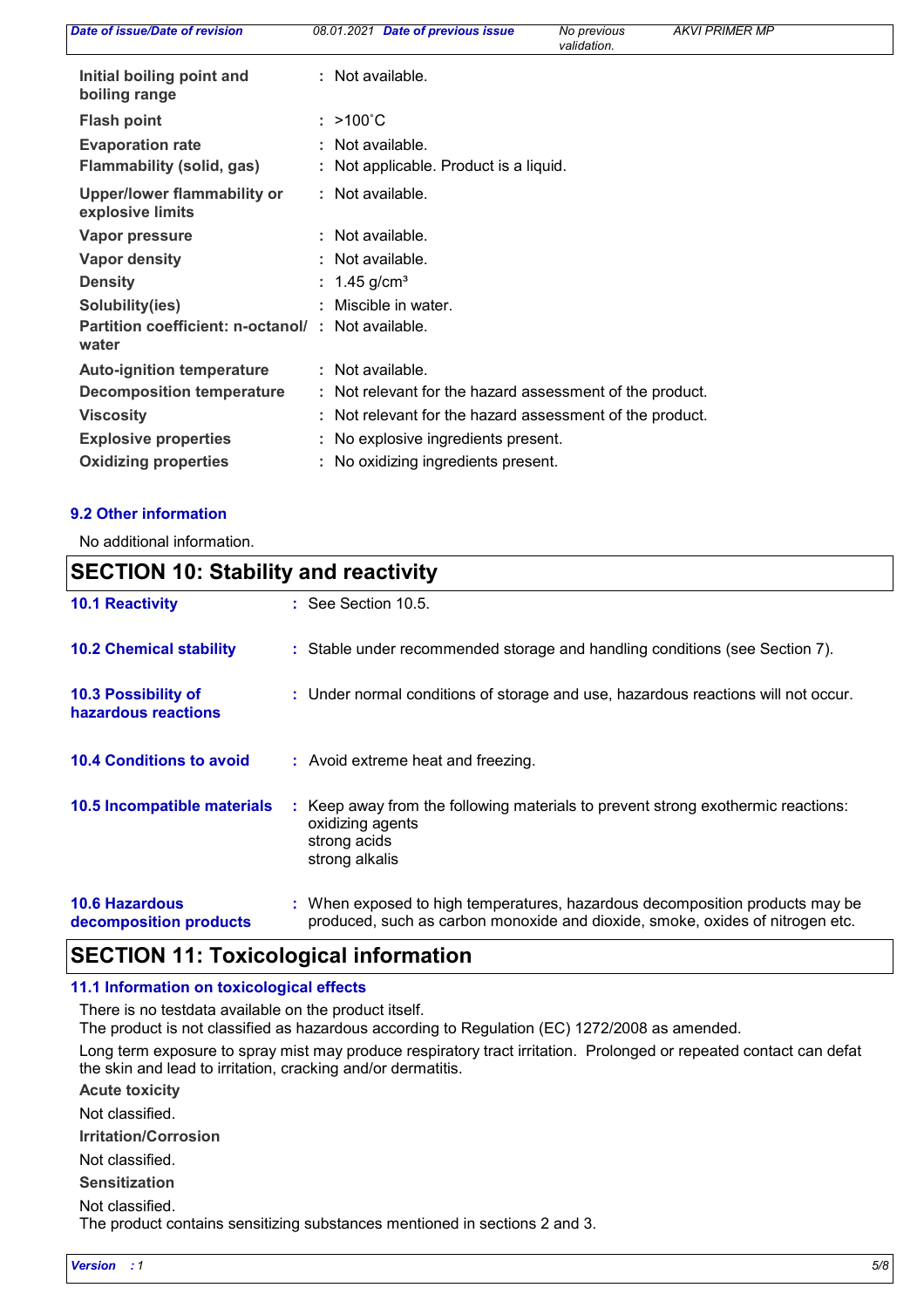| | |
|---|---|
| **Initial boiling point and boiling range** | : Not available. |
| **Flash point** | : >100˚C |
| **Evaporation rate** | : Not available. |
| **Flammability (solid, gas)** | : Not applicable. Product is a liquid. |
| **Upper/lower flammability or explosive limits** | : Not available. |
| **Vapor pressure** | : Not available. |
| **Vapor density** | : Not available. |
| **Density** | : 1.45 g/cm³ |
| **Solubility(ies)** | : Miscible in water. |
| **Partition coefficient: n-octanol/ water** | : Not available. |
| **Auto-ignition temperature** | : Not available. |
| **Decomposition temperature** | : Not relevant for the hazard assessment of the product. |
| **Viscosity** | : Not relevant for the hazard assessment of the product. |
| **Explosive properties** | : No explosive ingredients present. |
| **Oxidizing properties** | : No oxidizing ingredients present. |

### 9.2 Other information

No additional information.

## SECTION 10: Stability and reactivity

**10.1 Reactivity** : See Section 10.5.

**10.2 Chemical stability** : Stable under recommended storage and handling conditions (see Section 7).

**10.3 Possibility of hazardous reactions** : Under normal conditions of storage and use, hazardous reactions will not occur.

**10.4 Conditions to avoid** : Avoid extreme heat and freezing.

**10.5 Incompatible materials** : Keep away from the following materials to prevent strong exothermic reactions:
oxidizing agents
strong acids
strong alkalis

**10.6 Hazardous decomposition products** : When exposed to high temperatures, hazardous decomposition products may be produced, such as carbon monoxide and dioxide, smoke, oxides of nitrogen etc.

## SECTION 11: Toxicological information

### 11.1 Information on toxicological effects

There is no testdata available on the product itself.
The product is not classified as hazardous according to Regulation (EC) 1272/2008 as amended.

Long term exposure to spray mist may produce respiratory tract irritation. Prolonged or repeated contact can defat the skin and lead to irritation, cracking and/or dermatitis.

**Acute toxicity**

Not classified.

**Irritation/Corrosion**

Not classified.

**Sensitization**

Not classified.
The product contains sensitizing substances mentioned in sections 2 and 3.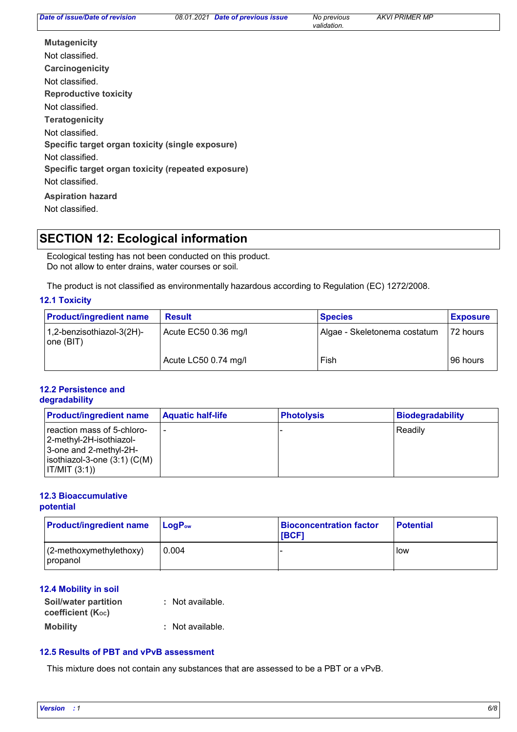**Mutagenicity**

Not classified.

**Carcinogenicity**

Not classified.

**Reproductive toxicity**

Not classified.

**Teratogenicity**

Not classified.

**Specific target organ toxicity (single exposure)**

Not classified.

**Specific target organ toxicity (repeated exposure)**

Not classified.

**Aspiration hazard**

Not classified.

## SECTION 12: Ecological information

Ecological testing has not been conducted on this product.
Do not allow to enter drains, water courses or soil.

The product is not classified as environmentally hazardous according to Regulation (EC) 1272/2008.

### 12.1 Toxicity

| Product/ingredient name | Result | Species | Exposure |
|---|---|---|---|
| 1,2-benzisothiazol-3(2H)-one (BIT) | Acute EC50 0.36 mg/l | Algae - Skeletonema costatum | 72 hours |
| | Acute LC50 0.74 mg/l | Fish | 96 hours |

### 12.2 Persistence and degradability

| Product/ingredient name | Aquatic half-life | Photolysis | Biodegradability |
|---|---|---|---|
| reaction mass of 5-chloro-2-methyl-2H-isothiazol-3-one and 2-methyl-2H-isothiazol-3-one (3:1) (C(M)IT/MIT (3:1)) | - | - | Readily |

### 12.3 Bioaccumulative potential

| Product/ingredient name | $LogP_{ow}$ | Bioconcentration factor [BCF] | Potential |
|---|---|---|---|
| (2-methoxymethylethoxy) propanol | 0.004 | - | low |

### 12.4 Mobility in soil

**Soil/water partition coefficient ($K_{OC}$)** : Not available.

**Mobility** : Not available.

### 12.5 Results of PBT and vPvB assessment

This mixture does not contain any substances that are assessed to be a PBT or a vPvB.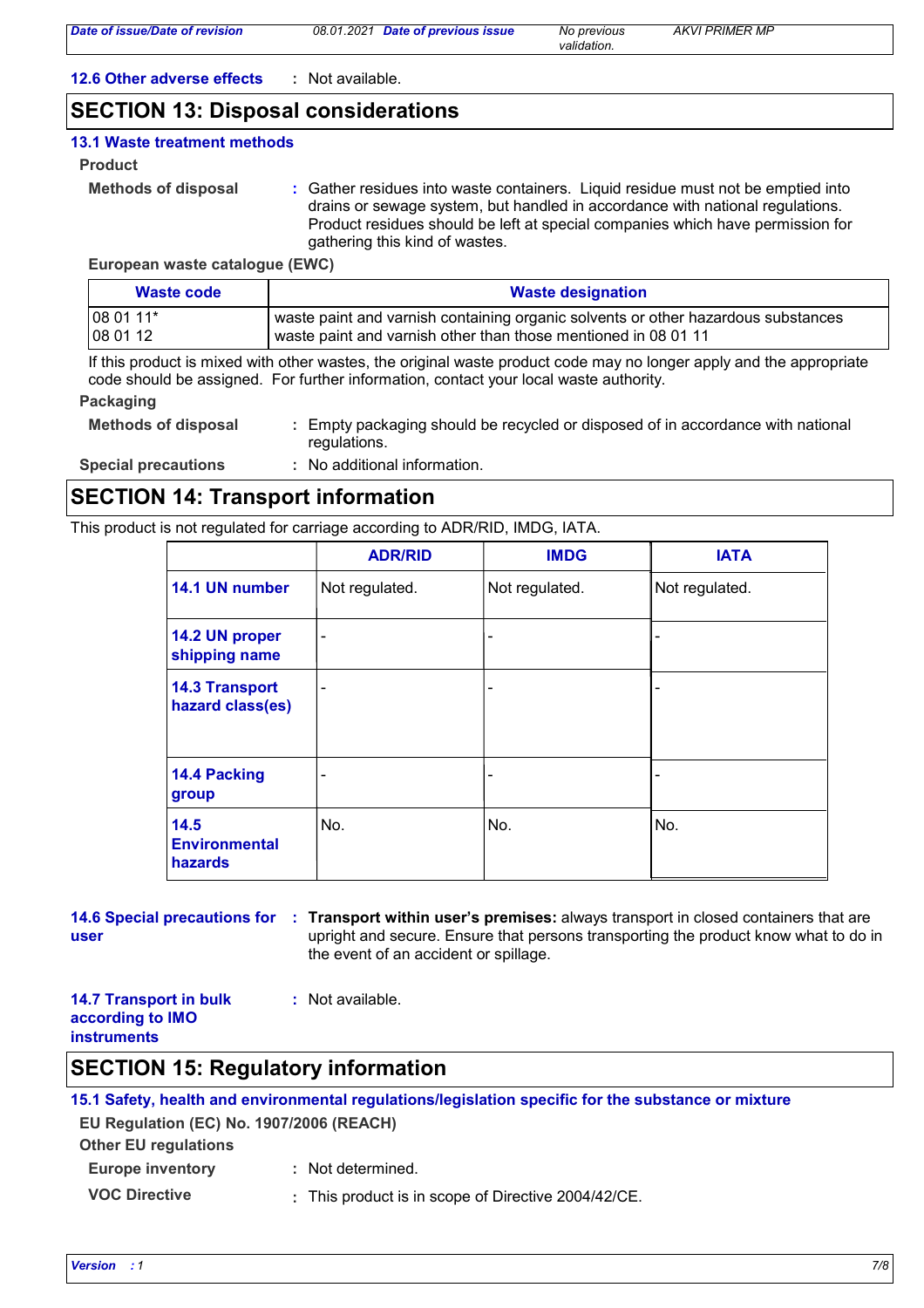**12.6 Other adverse effects** : Not available.

## SECTION 13: Disposal considerations

### 13.1 Waste treatment methods

**Product**

**Methods of disposal** : Gather residues into waste containers. Liquid residue must not be emptied into drains or sewage system, but handled in accordance with national regulations. Product residues should be left at special companies which have permission for gathering this kind of wastes.

**European waste catalogue (EWC)**

| Waste code | Waste designation |
|---|---|
| 08 01 11* | waste paint and varnish containing organic solvents or other hazardous substances |
| 08 01 12 | waste paint and varnish other than those mentioned in 08 01 11 |

If this product is mixed with other wastes, the original waste product code may no longer apply and the appropriate code should be assigned. For further information, contact your local waste authority.

**Packaging**

**Methods of disposal** : Empty packaging should be recycled or disposed of in accordance with national regulations.

**Special precautions** : No additional information.

## SECTION 14: Transport information

This product is not regulated for carriage according to ADR/RID, IMDG, IATA.

| | ADR/RID | IMDG | IATA |
|---|---|---|---|
| 14.1 UN number | Not regulated. | Not regulated. | Not regulated. |
| 14.2 UN proper shipping name | - | - | - |
| 14.3 Transport hazard class(es) | - | - | - |
| 14.4 Packing group | - | - | - |
| 14.5 Environmental hazards | No. | No. | No. |

**14.6 Special precautions for user** : **Transport within user's premises:** always transport in closed containers that are upright and secure. Ensure that persons transporting the product know what to do in the event of an accident or spillage.

**14.7 Transport in bulk according to IMO instruments** : Not available.

## SECTION 15: Regulatory information

### 15.1 Safety, health and environmental regulations/legislation specific for the substance or mixture

**EU Regulation (EC) No. 1907/2006 (REACH)**

**Other EU regulations**

**Europe inventory** : Not determined.

**VOC Directive** : This product is in scope of Directive 2004/42/CE.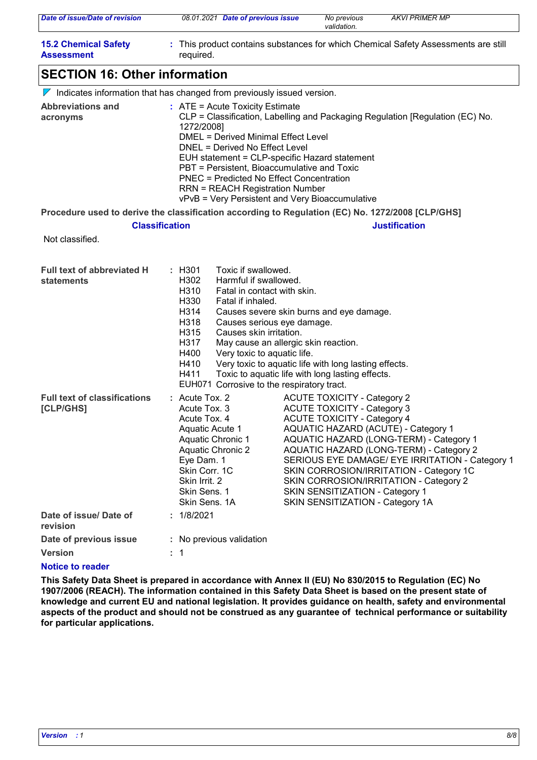**15.2 Chemical Safety Assessment** : This product contains substances for which Chemical Safety Assessments are still required.

## SECTION 16: Other information

Indicates information that has changed from previously issued version.

**Abbreviations and acronyms** :
ATE = Acute Toxicity Estimate
CLP = Classification, Labelling and Packaging Regulation [Regulation (EC) No. 1272/2008]
DMEL = Derived Minimal Effect Level
DNEL = Derived No Effect Level
EUH statement = CLP-specific Hazard statement
PBT = Persistent, Bioaccumulative and Toxic
PNEC = Predicted No Effect Concentration
RRN = REACH Registration Number
vPvB = Very Persistent and Very Bioaccumulative

**Procedure used to derive the classification according to Regulation (EC) No. 1272/2008 [CLP/GHS]**

| Classification | Justification |
|---|---|
| Not classified. | |

**Full text of abbreviated H statements** :

| | |
|---|---|
| H301 | Toxic if swallowed. |
| H302 | Harmful if swallowed. |
| H310 | Fatal in contact with skin. |
| H330 | Fatal if inhaled. |
| H314 | Causes severe skin burns and eye damage. |
| H318 | Causes serious eye damage. |
| H315 | Causes skin irritation. |
| H317 | May cause an allergic skin reaction. |
| H400 | Very toxic to aquatic life. |
| H410 | Very toxic to aquatic life with long lasting effects. |
| H411 | Toxic to aquatic life with long lasting effects. |
| EUH071 | Corrosive to the respiratory tract. |

**Full text of classifications [CLP/GHS]** :

| | |
|---|---|
| Acute Tox. 2 | ACUTE TOXICITY - Category 2 |
| Acute Tox. 3 | ACUTE TOXICITY - Category 3 |
| Acute Tox. 4 | ACUTE TOXICITY - Category 4 |
| Aquatic Acute 1 | AQUATIC HAZARD (ACUTE) - Category 1 |
| Aquatic Chronic 1 | AQUATIC HAZARD (LONG-TERM) - Category 1 |
| Aquatic Chronic 2 | AQUATIC HAZARD (LONG-TERM) - Category 2 |
| Eye Dam. 1 | SERIOUS EYE DAMAGE/ EYE IRRITATION - Category 1 |
| Skin Corr. 1C | SKIN CORROSION/IRRITATION - Category 1C |
| Skin Irrit. 2 | SKIN CORROSION/IRRITATION - Category 2 |
| Skin Sens. 1 | SKIN SENSITIZATION - Category 1 |
| Skin Sens. 1A | SKIN SENSITIZATION - Category 1A |

**Date of issue/ Date of revision** : 1/8/2021

**Date of previous issue** : No previous validation

**Version** : 1

### Notice to reader

**This Safety Data Sheet is prepared in accordance with Annex II (EU) No 830/2015 to Regulation (EC) No 1907/2006 (REACH). The information contained in this Safety Data Sheet is based on the present state of knowledge and current EU and national legislation. It provides guidance on health, safety and environmental aspects of the product and should not be construed as any guarantee of technical performance or suitability for particular applications.**